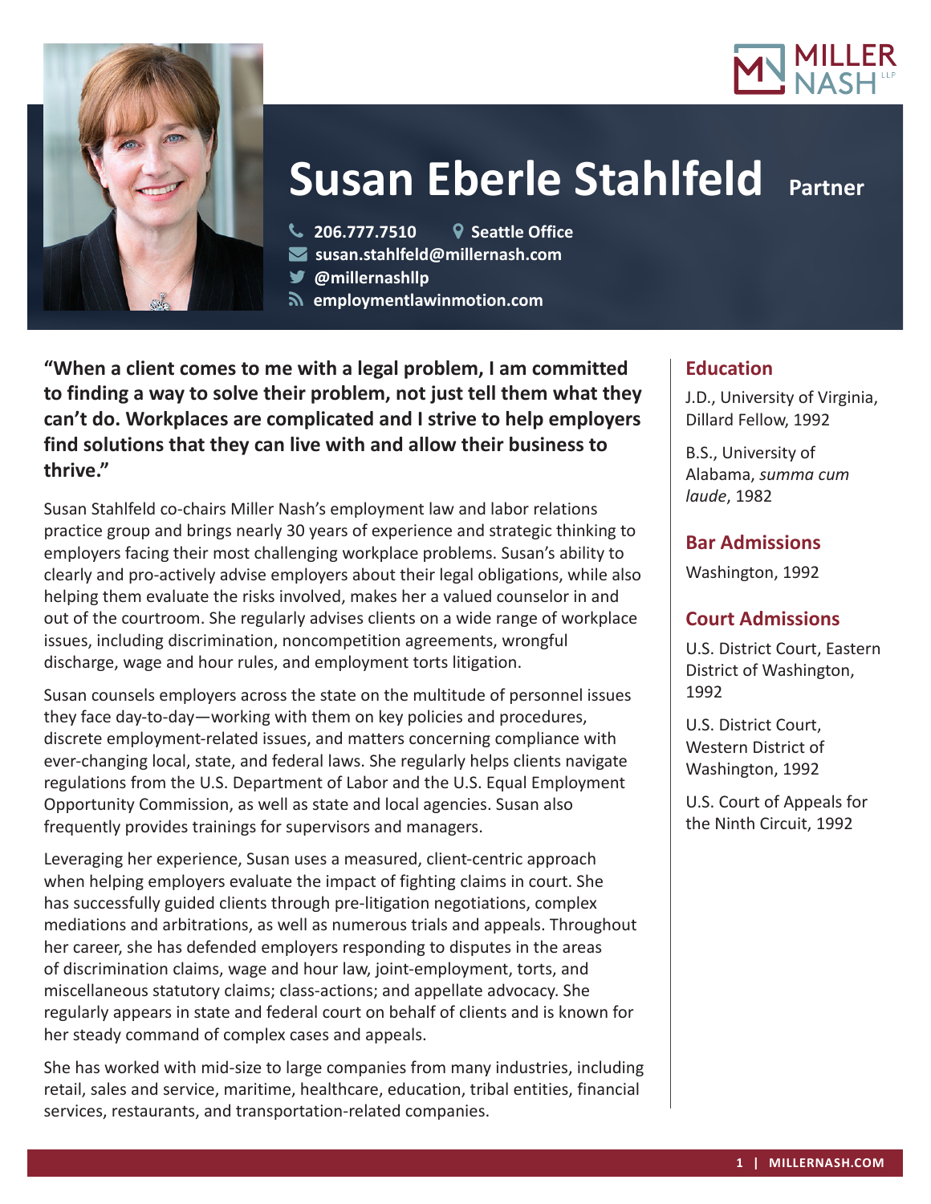# Susan Eberle Stahlfeld Partner

206.777.7510 Seattle Office
susan.stahlfeld@millernash.com
@millernashllp
employmentlawinmotion.com

**"When a client comes to me with a legal problem, I am committed to finding a way to solve their problem, not just tell them what they can't do. Workplaces are complicated and I strive to help employers find solutions that they can live with and allow their business to thrive."**

Susan Stahlfeld co-chairs Miller Nash's employment law and labor relations practice group and brings nearly 30 years of experience and strategic thinking to employers facing their most challenging workplace problems. Susan's ability to clearly and pro-actively advise employers about their legal obligations, while also helping them evaluate the risks involved, makes her a valued counselor in and out of the courtroom. She regularly advises clients on a wide range of workplace issues, including discrimination, noncompetition agreements, wrongful discharge, wage and hour rules, and employment torts litigation.

Susan counsels employers across the state on the multitude of personnel issues they face day-to-day—working with them on key policies and procedures, discrete employment-related issues, and matters concerning compliance with ever-changing local, state, and federal laws. She regularly helps clients navigate regulations from the U.S. Department of Labor and the U.S. Equal Employment Opportunity Commission, as well as state and local agencies. Susan also frequently provides trainings for supervisors and managers.

Leveraging her experience, Susan uses a measured, client-centric approach when helping employers evaluate the impact of fighting claims in court. She has successfully guided clients through pre-litigation negotiations, complex mediations and arbitrations, as well as numerous trials and appeals. Throughout her career, she has defended employers responding to disputes in the areas of discrimination claims, wage and hour law, joint-employment, torts, and miscellaneous statutory claims; class-actions; and appellate advocacy. She regularly appears in state and federal court on behalf of clients and is known for her steady command of complex cases and appeals.

She has worked with mid-size to large companies from many industries, including retail, sales and service, maritime, healthcare, education, tribal entities, financial services, restaurants, and transportation-related companies.

## Education

J.D., University of Virginia, Dillard Fellow, 1992

B.S., University of Alabama, *summa cum laude*, 1982

## Bar Admissions

Washington, 1992

## Court Admissions

U.S. District Court, Eastern District of Washington, 1992

U.S. District Court, Western District of Washington, 1992

U.S. Court of Appeals for the Ninth Circuit, 1992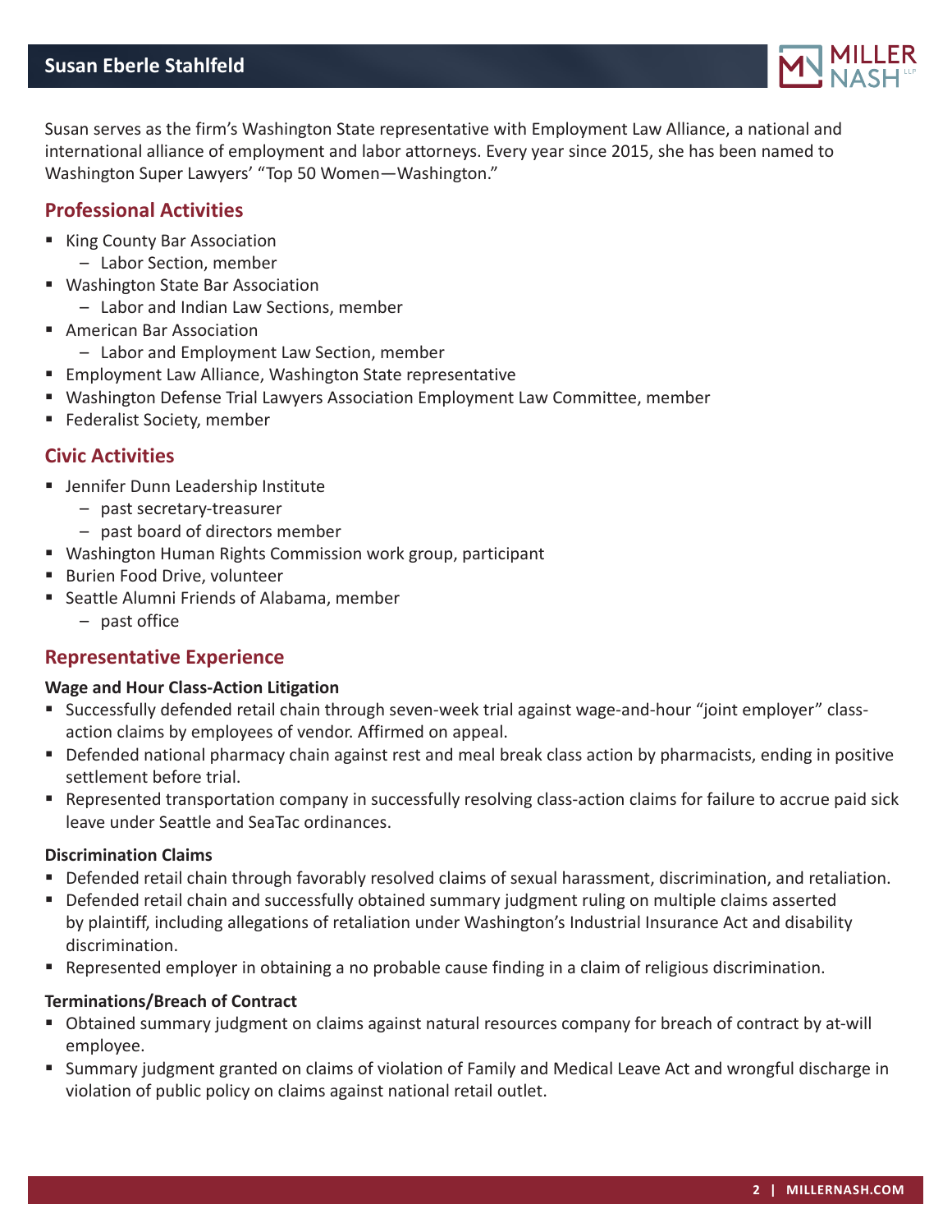Susan serves as the firm's Washington State representative with Employment Law Alliance, a national and international alliance of employment and labor attorneys. Every year since 2015, she has been named to Washington Super Lawyers' "Top 50 Women—Washington."

## Professional Activities

- King County Bar Association
  - Labor Section, member
- Washington State Bar Association
  - Labor and Indian Law Sections, member
- American Bar Association
  - Labor and Employment Law Section, member
- Employment Law Alliance, Washington State representative
- Washington Defense Trial Lawyers Association Employment Law Committee, member
- Federalist Society, member

## Civic Activities

- Jennifer Dunn Leadership Institute
  - past secretary-treasurer
  - past board of directors member
- Washington Human Rights Commission work group, participant
- Burien Food Drive, volunteer
- Seattle Alumni Friends of Alabama, member
  - past office

## Representative Experience

**Wage and Hour Class-Action Litigation**

- Successfully defended retail chain through seven-week trial against wage-and-hour "joint employer" class-action claims by employees of vendor. Affirmed on appeal.
- Defended national pharmacy chain against rest and meal break class action by pharmacists, ending in positive settlement before trial.
- Represented transportation company in successfully resolving class-action claims for failure to accrue paid sick leave under Seattle and SeaTac ordinances.

**Discrimination Claims**

- Defended retail chain through favorably resolved claims of sexual harassment, discrimination, and retaliation.
- Defended retail chain and successfully obtained summary judgment ruling on multiple claims asserted by plaintiff, including allegations of retaliation under Washington's Industrial Insurance Act and disability discrimination.
- Represented employer in obtaining a no probable cause finding in a claim of religious discrimination.

**Terminations/Breach of Contract**

- Obtained summary judgment on claims against natural resources company for breach of contract by at-will employee.
- Summary judgment granted on claims of violation of Family and Medical Leave Act and wrongful discharge in violation of public policy on claims against national retail outlet.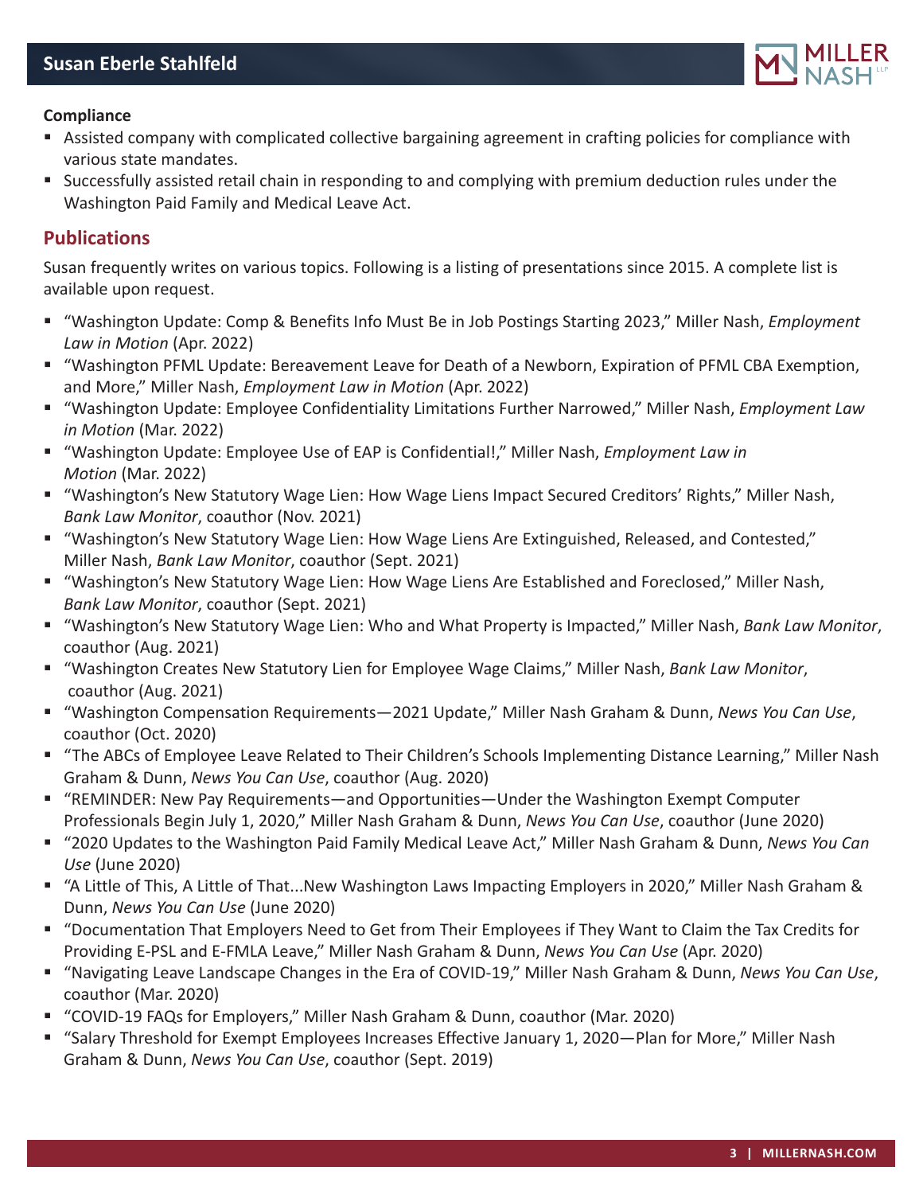**Compliance**

- Assisted company with complicated collective bargaining agreement in crafting policies for compliance with various state mandates.
- Successfully assisted retail chain in responding to and complying with premium deduction rules under the Washington Paid Family and Medical Leave Act.

## Publications

Susan frequently writes on various topics. Following is a listing of presentations since 2015. A complete list is available upon request.

- "Washington Update: Comp & Benefits Info Must Be in Job Postings Starting 2023," Miller Nash, *Employment Law in Motion* (Apr. 2022)
- "Washington PFML Update: Bereavement Leave for Death of a Newborn, Expiration of PFML CBA Exemption, and More," Miller Nash, *Employment Law in Motion* (Apr. 2022)
- "Washington Update: Employee Confidentiality Limitations Further Narrowed," Miller Nash, *Employment Law in Motion* (Mar. 2022)
- "Washington Update: Employee Use of EAP is Confidential!," Miller Nash, *Employment Law in Motion* (Mar. 2022)
- "Washington's New Statutory Wage Lien: How Wage Liens Impact Secured Creditors' Rights," Miller Nash, *Bank Law Monitor*, coauthor (Nov. 2021)
- "Washington's New Statutory Wage Lien: How Wage Liens Are Extinguished, Released, and Contested," Miller Nash, *Bank Law Monitor*, coauthor (Sept. 2021)
- "Washington's New Statutory Wage Lien: How Wage Liens Are Established and Foreclosed," Miller Nash, *Bank Law Monitor*, coauthor (Sept. 2021)
- "Washington's New Statutory Wage Lien: Who and What Property is Impacted," Miller Nash, *Bank Law Monitor*, coauthor (Aug. 2021)
- "Washington Creates New Statutory Lien for Employee Wage Claims," Miller Nash, *Bank Law Monitor*, coauthor (Aug. 2021)
- "Washington Compensation Requirements—2021 Update," Miller Nash Graham & Dunn, *News You Can Use*, coauthor (Oct. 2020)
- "The ABCs of Employee Leave Related to Their Children's Schools Implementing Distance Learning," Miller Nash Graham & Dunn, *News You Can Use*, coauthor (Aug. 2020)
- "REMINDER: New Pay Requirements—and Opportunities—Under the Washington Exempt Computer Professionals Begin July 1, 2020," Miller Nash Graham & Dunn, *News You Can Use*, coauthor (June 2020)
- "2020 Updates to the Washington Paid Family Medical Leave Act," Miller Nash Graham & Dunn, *News You Can Use* (June 2020)
- "A Little of This, A Little of That...New Washington Laws Impacting Employers in 2020," Miller Nash Graham & Dunn, *News You Can Use* (June 2020)
- "Documentation That Employers Need to Get from Their Employees if They Want to Claim the Tax Credits for Providing E-PSL and E-FMLA Leave," Miller Nash Graham & Dunn, *News You Can Use* (Apr. 2020)
- "Navigating Leave Landscape Changes in the Era of COVID-19," Miller Nash Graham & Dunn, *News You Can Use*, coauthor (Mar. 2020)
- "COVID-19 FAQs for Employers," Miller Nash Graham & Dunn, coauthor (Mar. 2020)
- "Salary Threshold for Exempt Employees Increases Effective January 1, 2020—Plan for More," Miller Nash Graham & Dunn, *News You Can Use*, coauthor (Sept. 2019)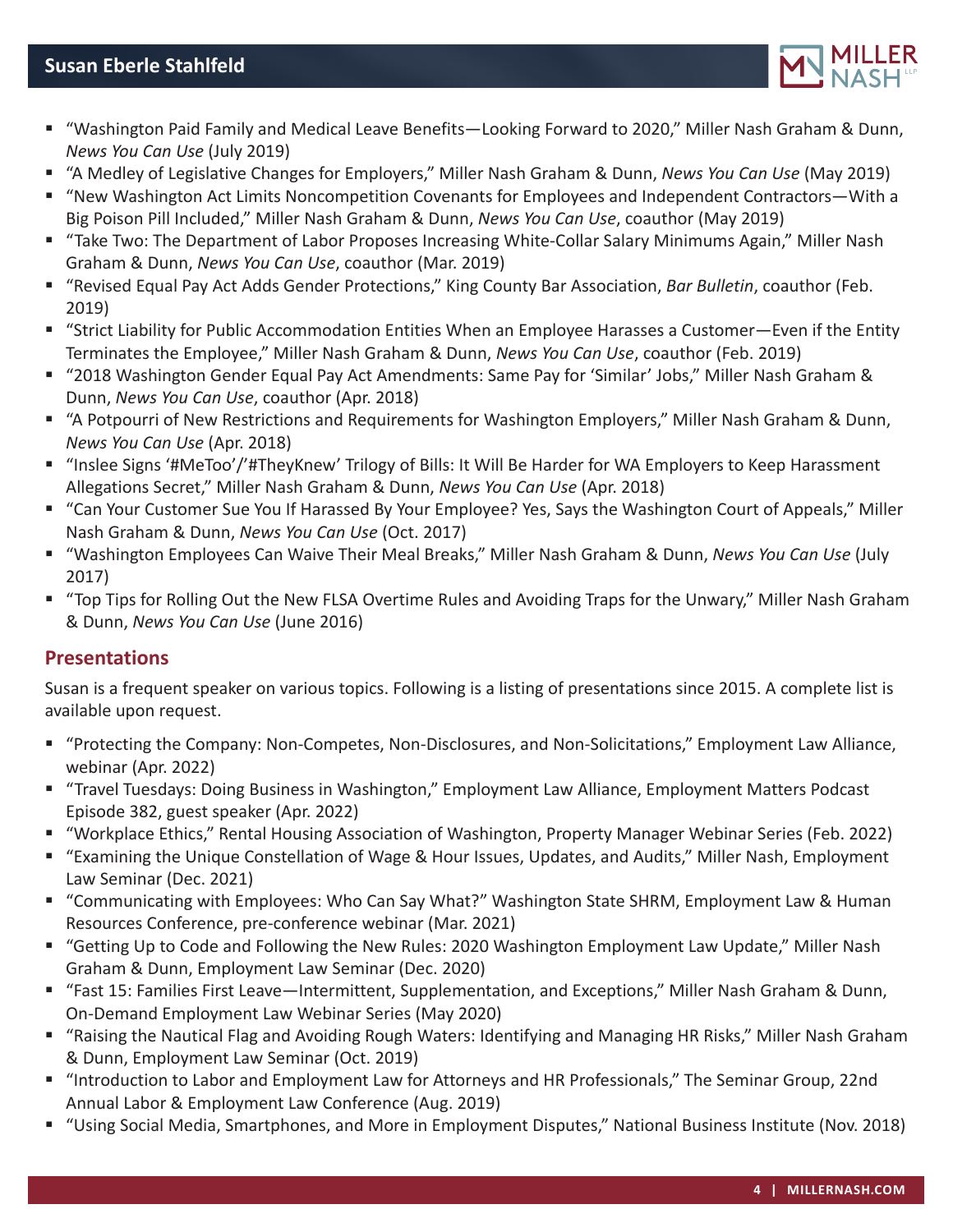- "Washington Paid Family and Medical Leave Benefits—Looking Forward to 2020," Miller Nash Graham & Dunn, *News You Can Use* (July 2019)
- "A Medley of Legislative Changes for Employers," Miller Nash Graham & Dunn, *News You Can Use* (May 2019)
- "New Washington Act Limits Noncompetition Covenants for Employees and Independent Contractors—With a Big Poison Pill Included," Miller Nash Graham & Dunn, *News You Can Use*, coauthor (May 2019)
- "Take Two: The Department of Labor Proposes Increasing White-Collar Salary Minimums Again," Miller Nash Graham & Dunn, *News You Can Use*, coauthor (Mar. 2019)
- "Revised Equal Pay Act Adds Gender Protections," King County Bar Association, *Bar Bulletin*, coauthor (Feb. 2019)
- "Strict Liability for Public Accommodation Entities When an Employee Harasses a Customer—Even if the Entity Terminates the Employee," Miller Nash Graham & Dunn, *News You Can Use*, coauthor (Feb. 2019)
- "2018 Washington Gender Equal Pay Act Amendments: Same Pay for 'Similar' Jobs," Miller Nash Graham & Dunn, *News You Can Use*, coauthor (Apr. 2018)
- "A Potpourri of New Restrictions and Requirements for Washington Employers," Miller Nash Graham & Dunn, *News You Can Use* (Apr. 2018)
- "Inslee Signs '#MeToo'/'#TheyKnew' Trilogy of Bills: It Will Be Harder for WA Employers to Keep Harassment Allegations Secret," Miller Nash Graham & Dunn, *News You Can Use* (Apr. 2018)
- "Can Your Customer Sue You If Harassed By Your Employee? Yes, Says the Washington Court of Appeals," Miller Nash Graham & Dunn, *News You Can Use* (Oct. 2017)
- "Washington Employees Can Waive Their Meal Breaks," Miller Nash Graham & Dunn, *News You Can Use* (July 2017)
- "Top Tips for Rolling Out the New FLSA Overtime Rules and Avoiding Traps for the Unwary," Miller Nash Graham & Dunn, *News You Can Use* (June 2016)

## Presentations

Susan is a frequent speaker on various topics. Following is a listing of presentations since 2015. A complete list is available upon request.

- "Protecting the Company: Non-Competes, Non-Disclosures, and Non-Solicitations," Employment Law Alliance, webinar (Apr. 2022)
- "Travel Tuesdays: Doing Business in Washington," Employment Law Alliance, Employment Matters Podcast Episode 382, guest speaker (Apr. 2022)
- "Workplace Ethics," Rental Housing Association of Washington, Property Manager Webinar Series (Feb. 2022)
- "Examining the Unique Constellation of Wage & Hour Issues, Updates, and Audits," Miller Nash, Employment Law Seminar (Dec. 2021)
- "Communicating with Employees: Who Can Say What?" Washington State SHRM, Employment Law & Human Resources Conference, pre-conference webinar (Mar. 2021)
- "Getting Up to Code and Following the New Rules: 2020 Washington Employment Law Update," Miller Nash Graham & Dunn, Employment Law Seminar (Dec. 2020)
- "Fast 15: Families First Leave—Intermittent, Supplementation, and Exceptions," Miller Nash Graham & Dunn, On-Demand Employment Law Webinar Series (May 2020)
- "Raising the Nautical Flag and Avoiding Rough Waters: Identifying and Managing HR Risks," Miller Nash Graham & Dunn, Employment Law Seminar (Oct. 2019)
- "Introduction to Labor and Employment Law for Attorneys and HR Professionals," The Seminar Group, 22nd Annual Labor & Employment Law Conference (Aug. 2019)
- "Using Social Media, Smartphones, and More in Employment Disputes," National Business Institute (Nov. 2018)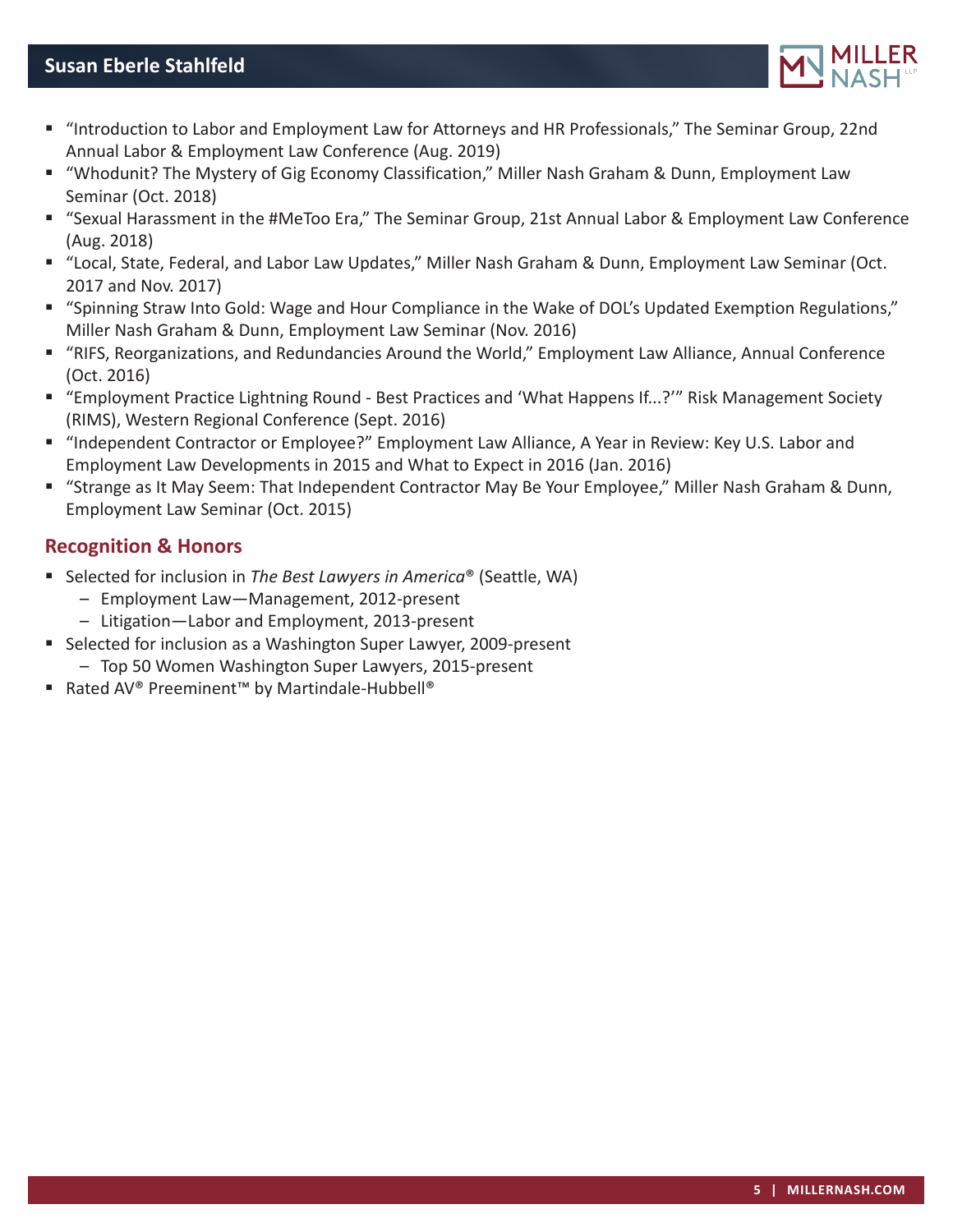- "Introduction to Labor and Employment Law for Attorneys and HR Professionals," The Seminar Group, 22nd Annual Labor & Employment Law Conference (Aug. 2019)
- "Whodunit? The Mystery of Gig Economy Classification," Miller Nash Graham & Dunn, Employment Law Seminar (Oct. 2018)
- "Sexual Harassment in the #MeToo Era," The Seminar Group, 21st Annual Labor & Employment Law Conference (Aug. 2018)
- "Local, State, Federal, and Labor Law Updates," Miller Nash Graham & Dunn, Employment Law Seminar (Oct. 2017 and Nov. 2017)
- "Spinning Straw Into Gold: Wage and Hour Compliance in the Wake of DOL's Updated Exemption Regulations," Miller Nash Graham & Dunn, Employment Law Seminar (Nov. 2016)
- "RIFS, Reorganizations, and Redundancies Around the World," Employment Law Alliance, Annual Conference (Oct. 2016)
- "Employment Practice Lightning Round - Best Practices and 'What Happens If...?'" Risk Management Society (RIMS), Western Regional Conference (Sept. 2016)
- "Independent Contractor or Employee?" Employment Law Alliance, A Year in Review: Key U.S. Labor and Employment Law Developments in 2015 and What to Expect in 2016 (Jan. 2016)
- "Strange as It May Seem: That Independent Contractor May Be Your Employee," Miller Nash Graham & Dunn, Employment Law Seminar (Oct. 2015)

## Recognition & Honors

- Selected for inclusion in *The Best Lawyers in America*® (Seattle, WA)
  - Employment Law—Management, 2012-present
  - Litigation—Labor and Employment, 2013-present
- Selected for inclusion as a Washington Super Lawyer, 2009-present
  - Top 50 Women Washington Super Lawyers, 2015-present
- Rated AV® Preeminent™ by Martindale-Hubbell®